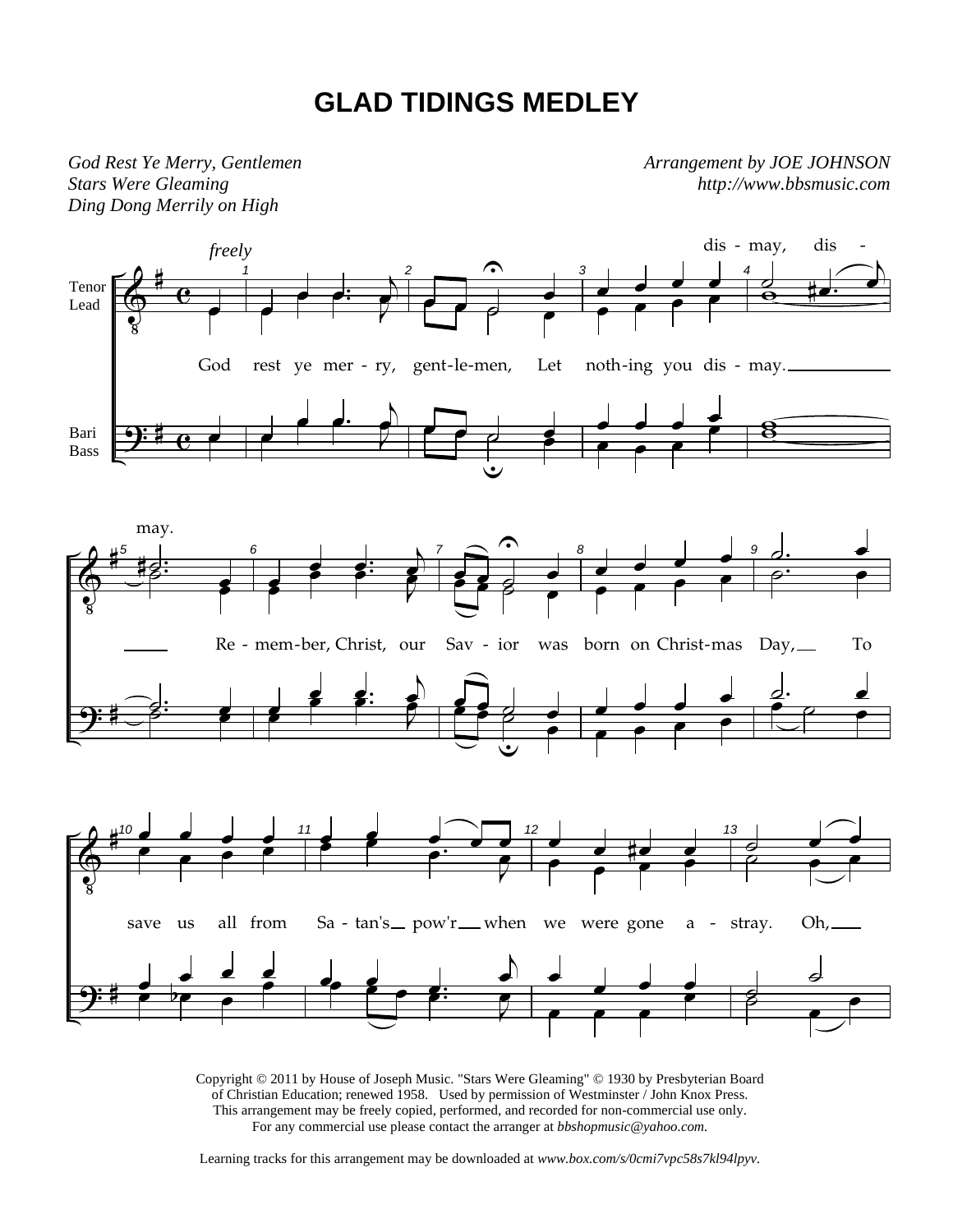# GLAD TIDINGS MEDLEY

*God Rest Ye Merry, Gentlemen*
*Stars Were Gleaming*
*Ding Dong Merrily on High*

*Arrangement by JOE JOHNSON*
*http://www.bbsmusic.com*

*freely*

Tenor / Lead — Bari / Bass

dis - may, dis - may.

God rest ye mer - ry, gent-le-men, Let noth-ing you dis - may. Re - mem-ber, Christ, our Sav - ior was born on Christ-mas Day, To save us all from Sa - tan's pow'r when we were gone a - stray. Oh,

Copyright © 2011 by House of Joseph Music. "Stars Were Gleaming" © 1930 by Presbyterian Board of Christian Education; renewed 1958. Used by permission of Westminster / John Knox Press. This arrangement may be freely copied, performed, and recorded for non-commercial use only. For any commercial use please contact the arranger at *bbshopmusic@yahoo.com.*

Learning tracks for this arrangement may be downloaded at *www.box.com/s/0cmi7vpc58s7kl94lpyv.*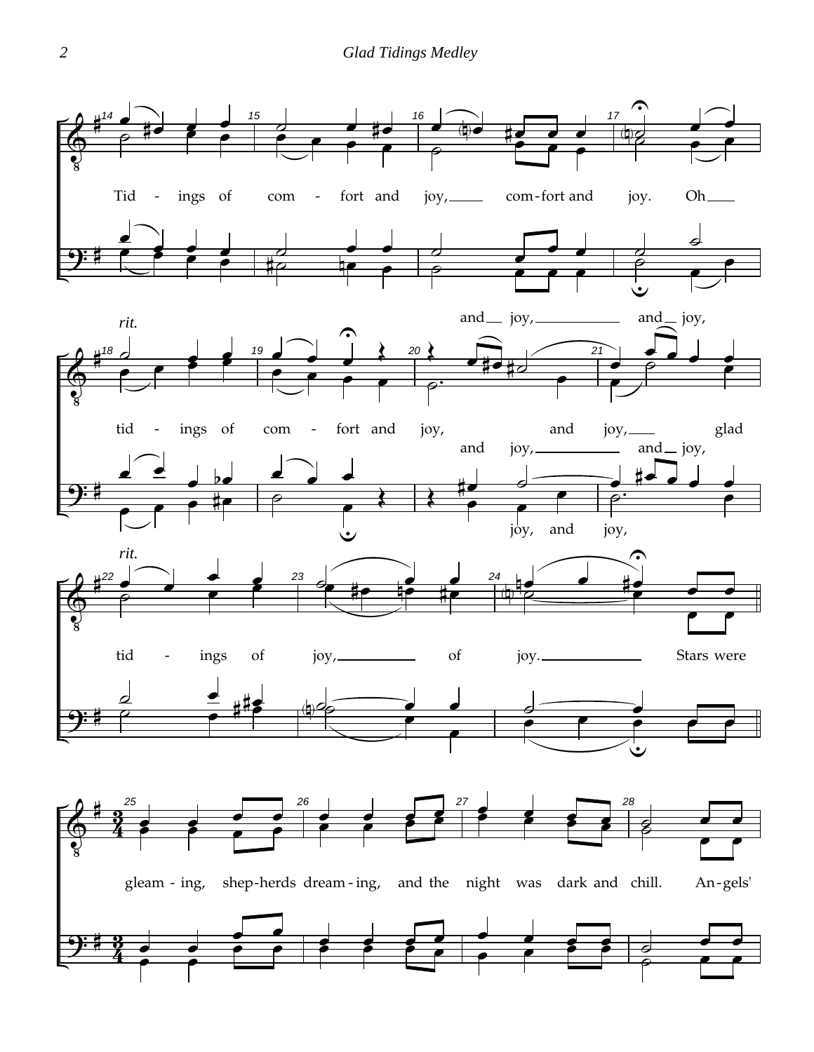Tid - ings of com - fort and joy, com - fort and joy. Oh

*rit.*

and joy, and joy,

tid - ings of com - fort and joy, and joy, glad

and joy, and joy,

joy, and joy,

*rit.*

tid - ings of joy, of joy. Stars were

gleam - ing, shep - herds dream - ing, and the night was dark and chill. An - gels'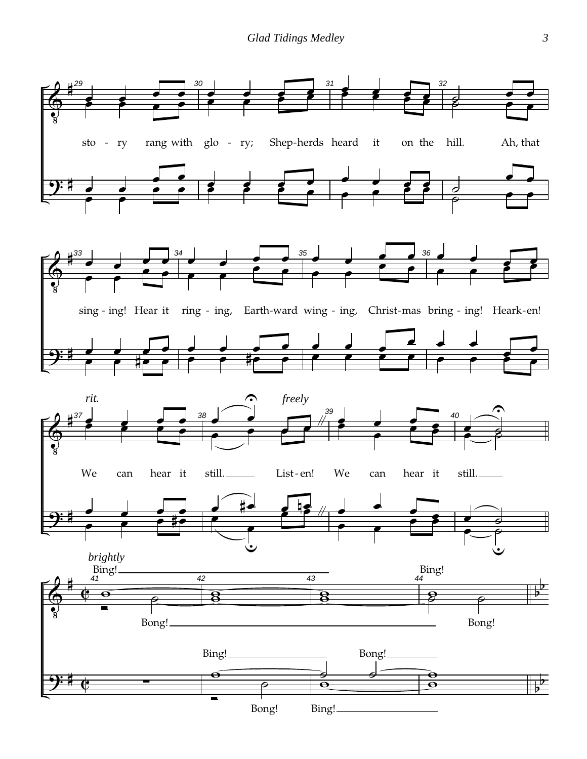sto - ry rang with glo - ry; Shep-herds heard it on the hill. Ah, that

sing - ing! Hear it ring - ing, Earth-ward wing - ing, Christ-mas bring - ing! Heark-en!

*rit.* *freely*

We can hear it still. List - en! We can hear it still.

*brightly*

Bing! Bing!

Bong! Bong!

Bing! Bong!

Bong! Bing!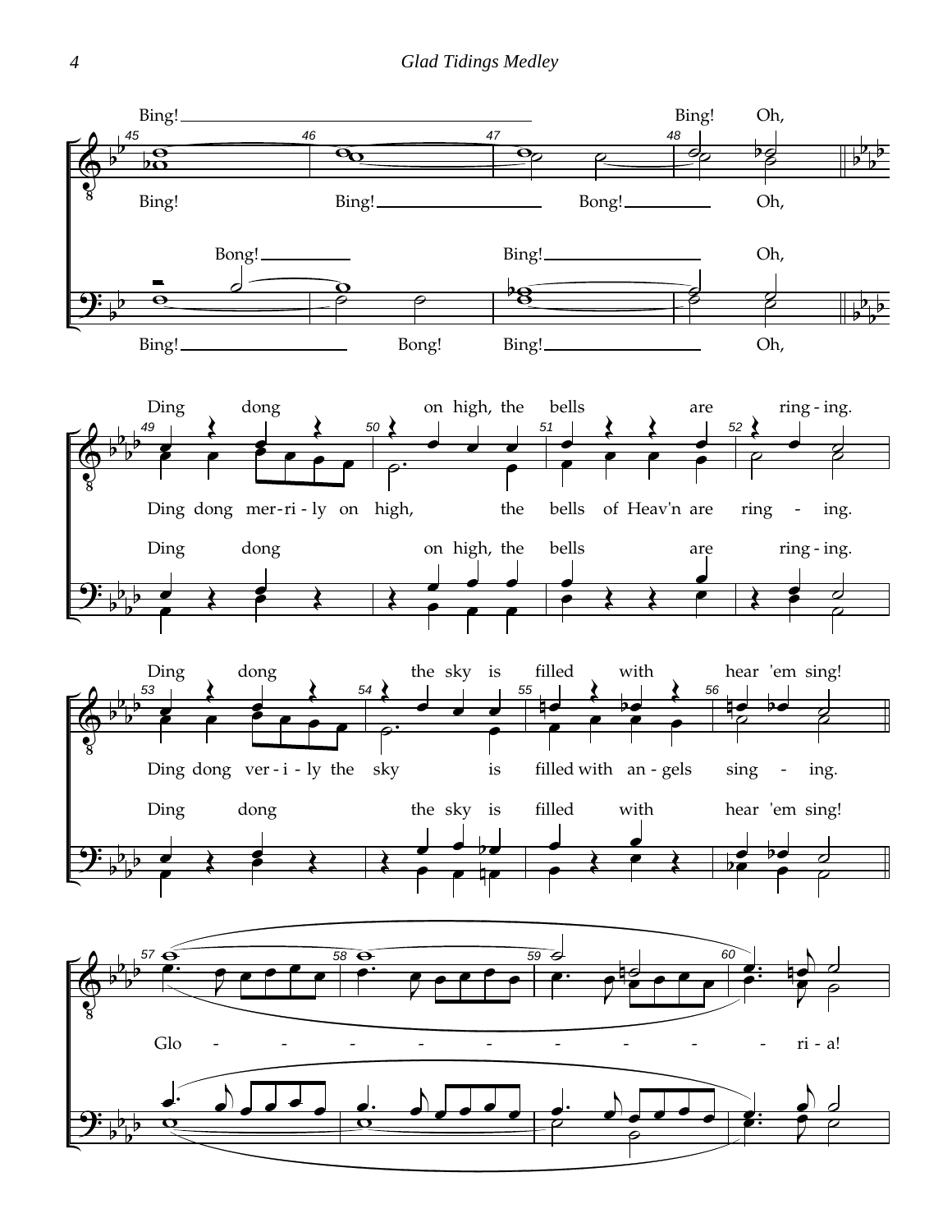Bing! Bing! Oh,

Bing! Bing! Bong! Oh,

Bong! Bing! Oh,

Bing! Bong! Bing! Oh,

Ding dong on high, the bells are ring - ing.

Ding dong mer - ri - ly on high, the bells of Heav'n are ring - ing.

Ding dong on high, the bells are ring - ing.

Ding dong the sky is filled with hear 'em sing!

Ding dong ver - i - ly the sky is filled with an - gels sing - ing.

Ding dong the sky is filled with hear 'em sing!

Glo - - - - - - - - - ri - a!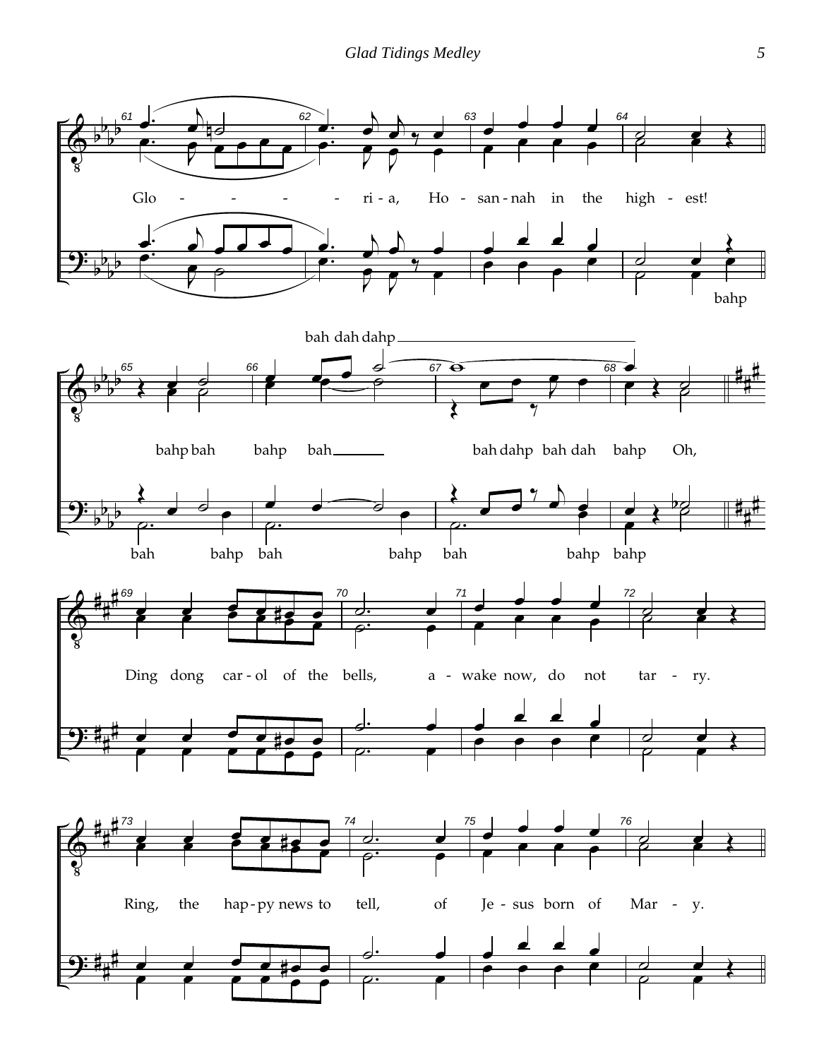Glo - - - - - ri - a, Ho - san - nah in the high - est!

bahp

bah dah dahp

bahp bah bahp bah___ bah dahp bah dah bahp Oh,

bah bahp bah bahp bah bahp bahp

Ding dong car - ol of the bells, a - wake now, do not tar - ry.

Ring, the hap - py news to tell, of Je - sus born of Mar - y.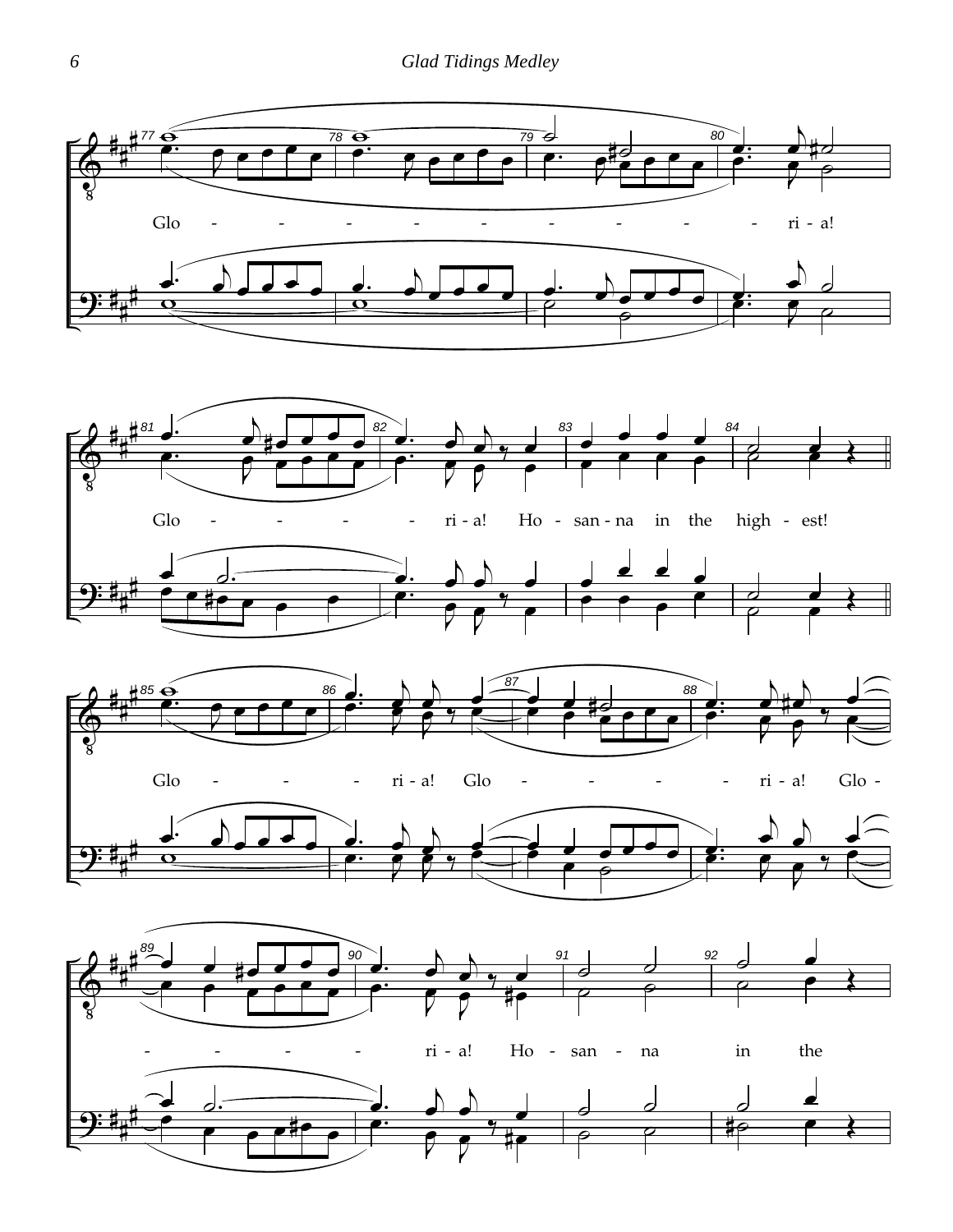Glo - - - - - - - - - - ri - a!

Glo - - - - - ri - a! Ho - san - na in the high - est!

Glo - - - ri - a! Glo - - - - ri - a! Glo -

- - - - ri - a! Ho - san - na in the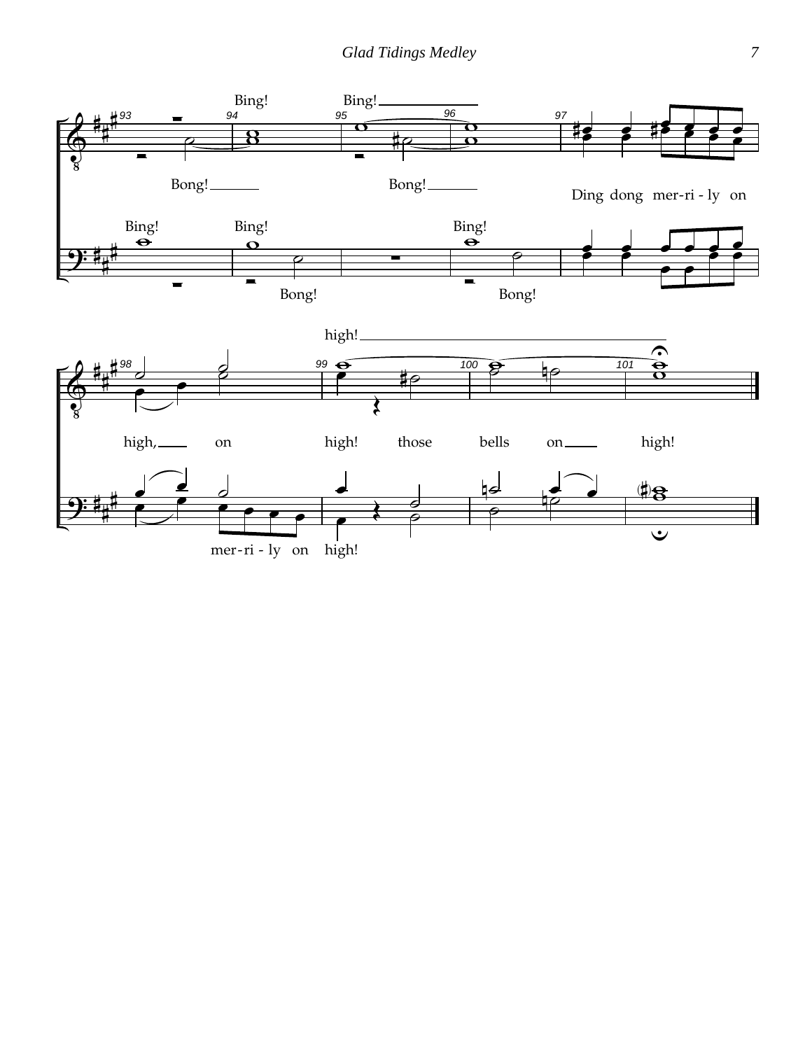Bing! Bing!

Bong! Bong!

Ding dong mer-ri - ly on

Bing! Bing! Bing!

Bong! Bong!

high!

high, on high! those bells on high!

mer-ri - ly on high!